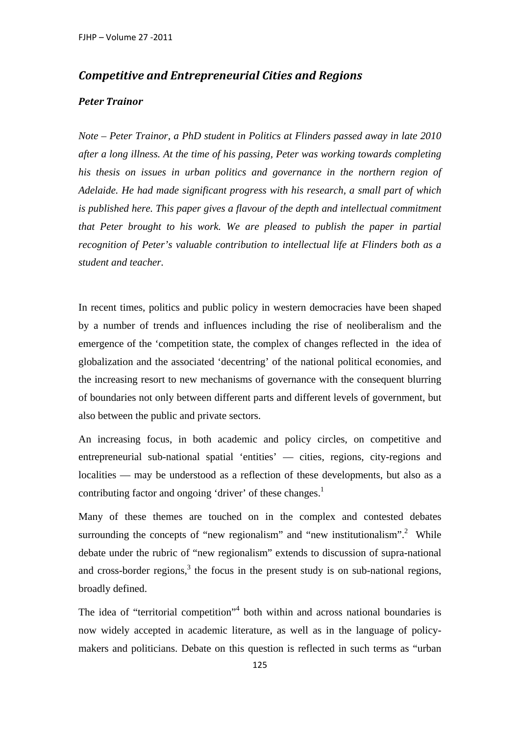# *Competitive and Entrepreneurial Cities and Regions*

### *Peter Trainor*

*Note – Peter Trainor, a PhD student in Politics at Flinders passed away in late 2010 after a long illness. At the time of his passing, Peter was working towards completing his thesis on issues in urban politics and governance in the northern region of Adelaide. He had made significant progress with his research, a small part of which is published here. This paper gives a flavour of the depth and intellectual commitment that Peter brought to his work. We are pleased to publish the paper in partial recognition of Peter's valuable contribution to intellectual life at Flinders both as a student and teacher.*

In recent times, politics and public policy in western democracies have been shaped by a number of trends and influences including the rise of neoliberalism and the emergence of the 'competition state, the complex of changes reflected in the idea of globalization and the associated 'decentring' of the national political economies, and the increasing resort to new mechanisms of governance with the consequent blurring of boundaries not only between different parts and different levels of government, but also between the public and private sectors.

An increasing focus, in both academic and policy circles, on competitive and entrepreneurial sub-national spatial 'entities' — cities, regions, city-regions and localities — may be understood as a reflection of these developments, but also as a contributing factor and ongoing 'driver' of these changes.[1]

Many of these themes are touched on in the complex and contested debates surrounding the concepts of "new regionalism" and "new institutionalism".[2] While debate under the rubric of "new regionalism" extends to discussion of supra-national and cross-border regions,[3] the focus in the present study is on sub-national regions, broadly defined.

The idea of "territorial competition"[4] both within and across national boundaries is now widely accepted in academic literature, as well as in the language of policy-makers and politicians. Debate on this question is reflected in such terms as "urban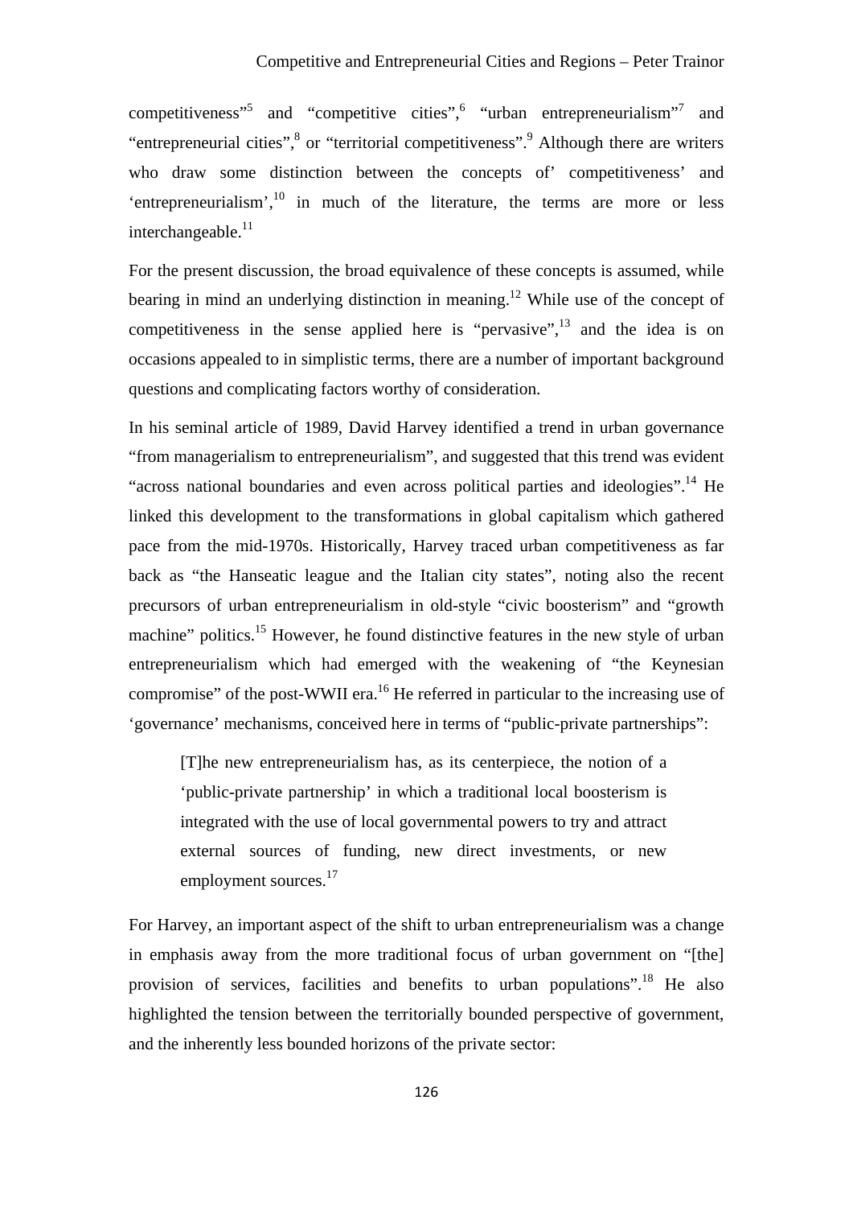competitiveness"[5] and "competitive cities",[6] "urban entrepreneurialism"[7] and "entrepreneurial cities",[8] or "territorial competitiveness".[9] Although there are writers who draw some distinction between the concepts of' competitiveness' and 'entrepreneurialism',[10] in much of the literature, the terms are more or less interchangeable.[11]

For the present discussion, the broad equivalence of these concepts is assumed, while bearing in mind an underlying distinction in meaning.[12] While use of the concept of competitiveness in the sense applied here is "pervasive",[13] and the idea is on occasions appealed to in simplistic terms, there are a number of important background questions and complicating factors worthy of consideration.

In his seminal article of 1989, David Harvey identified a trend in urban governance "from managerialism to entrepreneurialism", and suggested that this trend was evident "across national boundaries and even across political parties and ideologies".[14] He linked this development to the transformations in global capitalism which gathered pace from the mid-1970s. Historically, Harvey traced urban competitiveness as far back as "the Hanseatic league and the Italian city states", noting also the recent precursors of urban entrepreneurialism in old-style "civic boosterism" and "growth machine" politics.[15] However, he found distinctive features in the new style of urban entrepreneurialism which had emerged with the weakening of "the Keynesian compromise" of the post-WWII era.[16] He referred in particular to the increasing use of 'governance' mechanisms, conceived here in terms of "public-private partnerships":

> [T]he new entrepreneurialism has, as its centerpiece, the notion of a 'public-private partnership' in which a traditional local boosterism is integrated with the use of local governmental powers to try and attract external sources of funding, new direct investments, or new employment sources.[17]

For Harvey, an important aspect of the shift to urban entrepreneurialism was a change in emphasis away from the more traditional focus of urban government on "[the] provision of services, facilities and benefits to urban populations".[18] He also highlighted the tension between the territorially bounded perspective of government, and the inherently less bounded horizons of the private sector: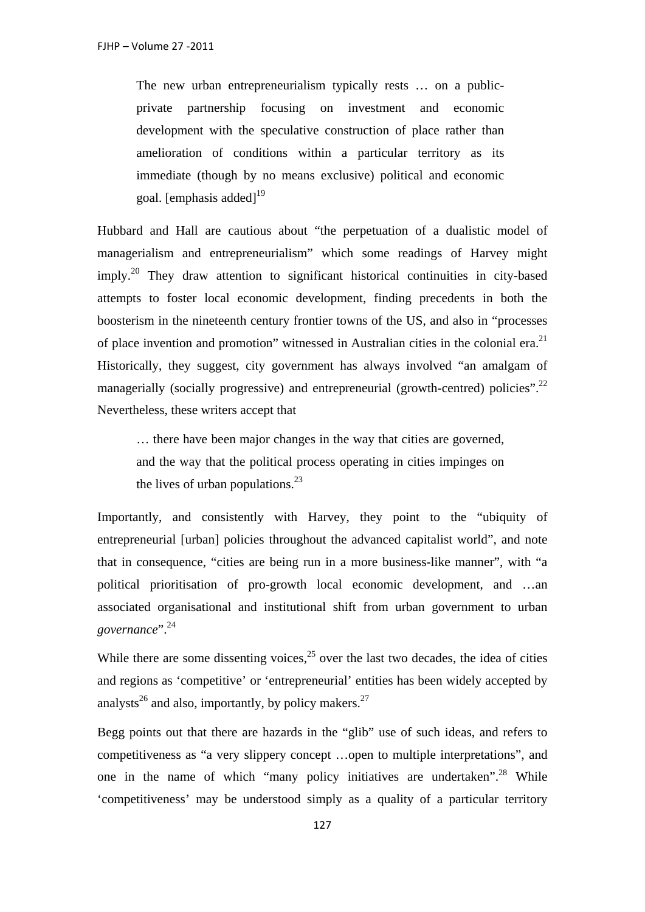> The new urban entrepreneurialism typically rests … on a public-private partnership focusing on investment and economic development with the speculative construction of place rather than amelioration of conditions within a particular territory as its immediate (though by no means exclusive) political and economic goal. [emphasis added][19]

Hubbard and Hall are cautious about "the perpetuation of a dualistic model of managerialism and entrepreneurialism" which some readings of Harvey might imply.[20] They draw attention to significant historical continuities in city-based attempts to foster local economic development, finding precedents in both the boosterism in the nineteenth century frontier towns of the US, and also in "processes of place invention and promotion" witnessed in Australian cities in the colonial era.[21] Historically, they suggest, city government has always involved "an amalgam of managerially (socially progressive) and entrepreneurial (growth-centred) policies".[22] Nevertheless, these writers accept that

> … there have been major changes in the way that cities are governed, and the way that the political process operating in cities impinges on the lives of urban populations.[23]

Importantly, and consistently with Harvey, they point to the "ubiquity of entrepreneurial [urban] policies throughout the advanced capitalist world", and note that in consequence, "cities are being run in a more business-like manner", with "a political prioritisation of pro-growth local economic development, and …an associated organisational and institutional shift from urban government to urban *governance*".[24]

While there are some dissenting voices,[25] over the last two decades, the idea of cities and regions as 'competitive' or 'entrepreneurial' entities has been widely accepted by analysts[26] and also, importantly, by policy makers.[27]

Begg points out that there are hazards in the "glib" use of such ideas, and refers to competitiveness as "a very slippery concept …open to multiple interpretations", and one in the name of which "many policy initiatives are undertaken".[28] While 'competitiveness' may be understood simply as a quality of a particular territory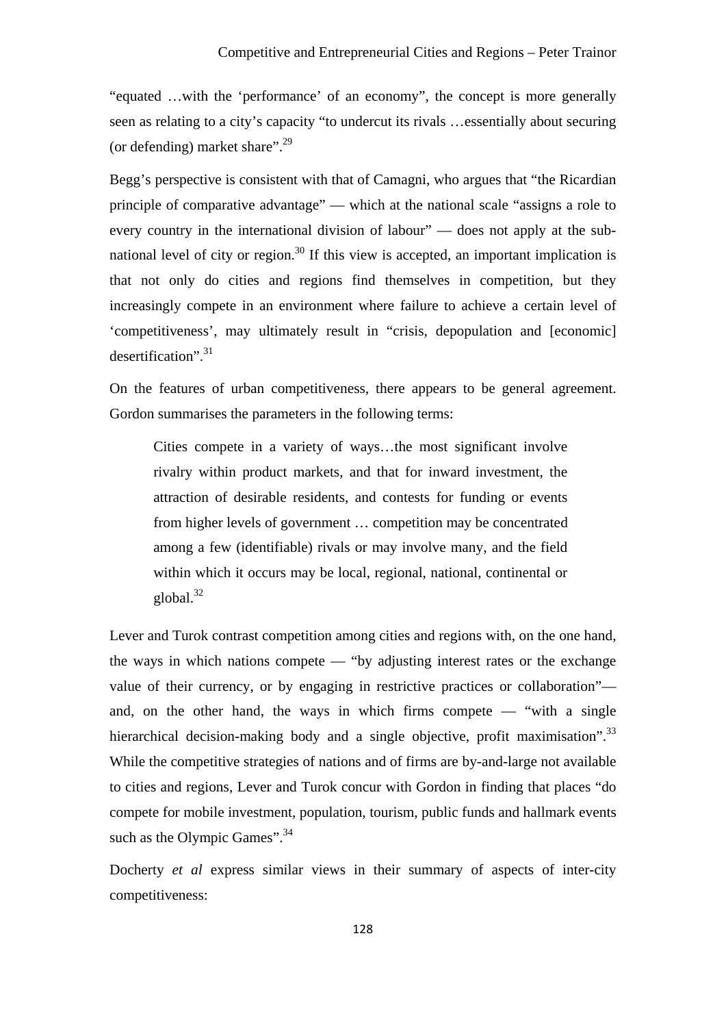"equated …with the 'performance' of an economy", the concept is more generally seen as relating to a city's capacity "to undercut its rivals …essentially about securing (or defending) market share".[29]

Begg's perspective is consistent with that of Camagni, who argues that "the Ricardian principle of comparative advantage" — which at the national scale "assigns a role to every country in the international division of labour" — does not apply at the sub-national level of city or region.[30] If this view is accepted, an important implication is that not only do cities and regions find themselves in competition, but they increasingly compete in an environment where failure to achieve a certain level of 'competitiveness', may ultimately result in "crisis, depopulation and [economic] desertification".[31]

On the features of urban competitiveness, there appears to be general agreement. Gordon summarises the parameters in the following terms:

> Cities compete in a variety of ways…the most significant involve rivalry within product markets, and that for inward investment, the attraction of desirable residents, and contests for funding or events from higher levels of government … competition may be concentrated among a few (identifiable) rivals or may involve many, and the field within which it occurs may be local, regional, national, continental or global.[32]

Lever and Turok contrast competition among cities and regions with, on the one hand, the ways in which nations compete — "by adjusting interest rates or the exchange value of their currency, or by engaging in restrictive practices or collaboration"— and, on the other hand, the ways in which firms compete — "with a single hierarchical decision-making body and a single objective, profit maximisation".[33] While the competitive strategies of nations and of firms are by-and-large not available to cities and regions, Lever and Turok concur with Gordon in finding that places "do compete for mobile investment, population, tourism, public funds and hallmark events such as the Olympic Games".[34]

Docherty *et al* express similar views in their summary of aspects of inter-city competitiveness: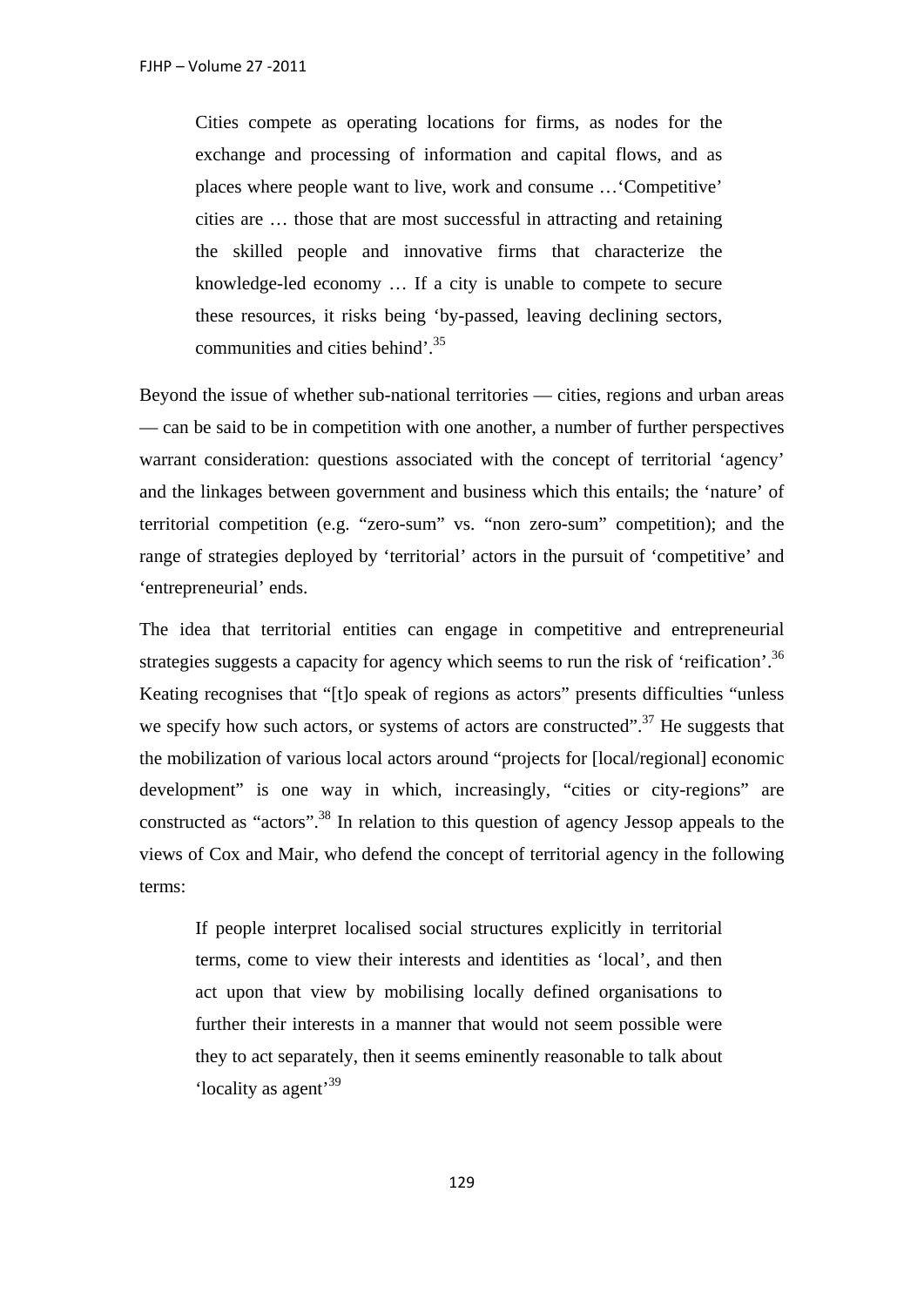> Cities compete as operating locations for firms, as nodes for the exchange and processing of information and capital flows, and as places where people want to live, work and consume …'Competitive' cities are … those that are most successful in attracting and retaining the skilled people and innovative firms that characterize the knowledge-led economy … If a city is unable to compete to secure these resources, it risks being 'by-passed, leaving declining sectors, communities and cities behind'.[35]

Beyond the issue of whether sub-national territories — cities, regions and urban areas — can be said to be in competition with one another, a number of further perspectives warrant consideration: questions associated with the concept of territorial 'agency' and the linkages between government and business which this entails; the 'nature' of territorial competition (e.g. "zero-sum" vs. "non zero-sum" competition); and the range of strategies deployed by 'territorial' actors in the pursuit of 'competitive' and 'entrepreneurial' ends.

The idea that territorial entities can engage in competitive and entrepreneurial strategies suggests a capacity for agency which seems to run the risk of 'reification'.[36] Keating recognises that "[t]o speak of regions as actors" presents difficulties "unless we specify how such actors, or systems of actors are constructed".[37] He suggests that the mobilization of various local actors around "projects for [local/regional] economic development" is one way in which, increasingly, "cities or city-regions" are constructed as "actors".[38] In relation to this question of agency Jessop appeals to the views of Cox and Mair, who defend the concept of territorial agency in the following terms:

> If people interpret localised social structures explicitly in territorial terms, come to view their interests and identities as 'local', and then act upon that view by mobilising locally defined organisations to further their interests in a manner that would not seem possible were they to act separately, then it seems eminently reasonable to talk about 'locality as agent'[39]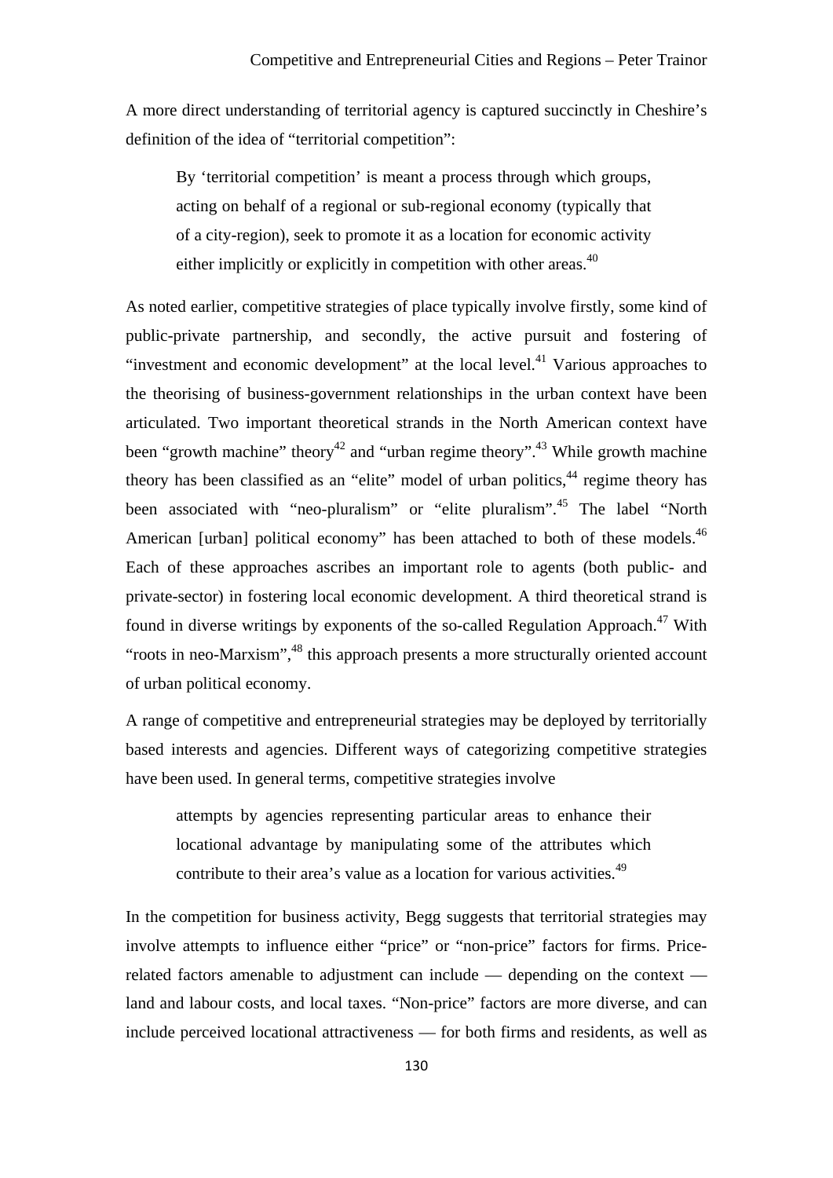A more direct understanding of territorial agency is captured succinctly in Cheshire's definition of the idea of "territorial competition":

> By 'territorial competition' is meant a process through which groups, acting on behalf of a regional or sub-regional economy (typically that of a city-region), seek to promote it as a location for economic activity either implicitly or explicitly in competition with other areas.[40]

As noted earlier, competitive strategies of place typically involve firstly, some kind of public-private partnership, and secondly, the active pursuit and fostering of "investment and economic development" at the local level.[41] Various approaches to the theorising of business-government relationships in the urban context have been articulated. Two important theoretical strands in the North American context have been "growth machine" theory[42] and "urban regime theory".[43] While growth machine theory has been classified as an "elite" model of urban politics,[44] regime theory has been associated with "neo-pluralism" or "elite pluralism".[45] The label "North American [urban] political economy" has been attached to both of these models.[46] Each of these approaches ascribes an important role to agents (both public- and private-sector) in fostering local economic development. A third theoretical strand is found in diverse writings by exponents of the so-called Regulation Approach.[47] With "roots in neo-Marxism",[48] this approach presents a more structurally oriented account of urban political economy.

A range of competitive and entrepreneurial strategies may be deployed by territorially based interests and agencies. Different ways of categorizing competitive strategies have been used. In general terms, competitive strategies involve

> attempts by agencies representing particular areas to enhance their locational advantage by manipulating some of the attributes which contribute to their area's value as a location for various activities.[49]

In the competition for business activity, Begg suggests that territorial strategies may involve attempts to influence either "price" or "non-price" factors for firms. Price-related factors amenable to adjustment can include — depending on the context — land and labour costs, and local taxes. "Non-price" factors are more diverse, and can include perceived locational attractiveness — for both firms and residents, as well as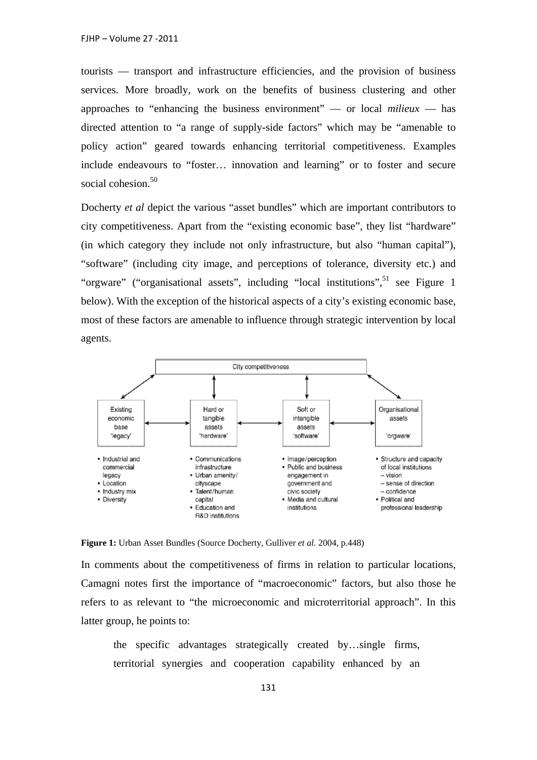tourists — transport and infrastructure efficiencies, and the provision of business services. More broadly, work on the benefits of business clustering and other approaches to "enhancing the business environment" — or local *milieux* — has directed attention to "a range of supply-side factors" which may be "amenable to policy action" geared towards enhancing territorial competitiveness. Examples include endeavours to "foster… innovation and learning" or to foster and secure social cohesion.[50]

Docherty *et al* depict the various "asset bundles" which are important contributors to city competitiveness. Apart from the "existing economic base", they list "hardware" (in which category they include not only infrastructure, but also "human capital"), "software" (including city image, and perceptions of tolerance, diversity etc.) and "orgware" ("organisational assets", including "local institutions",[51] see Figure 1 below). With the exception of the historical aspects of a city's existing economic base, most of these factors are amenable to influence through strategic intervention by local agents.

City competitiveness

| Existing economic base 'legacy' | Hard or tangible assets 'hardware' | Soft or intangible assets 'software' | Organisational assets 'orgware' |
| --- | --- | --- | --- |
| • Industrial and commercial legacy<br>• Location<br>• Industry mix<br>• Diversity | • Communications infrastructure<br>• Urban amenity/ cityscape<br>• Talent/human capital<br>• Education and R&D institutions | • Image/perception<br>• Public and business engagement in government and civic society<br>• Media and cultural institutions | • Structure and capacity of local institutions<br>– vision<br>– sense of direction<br>– confidence<br>• Political and professional leadership |

**Figure 1:** Urban Asset Bundles (Source Docherty, Gulliver *et al.* 2004, p.448)

In comments about the competitiveness of firms in relation to particular locations, Camagni notes first the importance of "macroeconomic" factors, but also those he refers to as relevant to "the microeconomic and microterritorial approach". In this latter group, he points to:

> the specific advantages strategically created by…single firms, territorial synergies and cooperation capability enhanced by an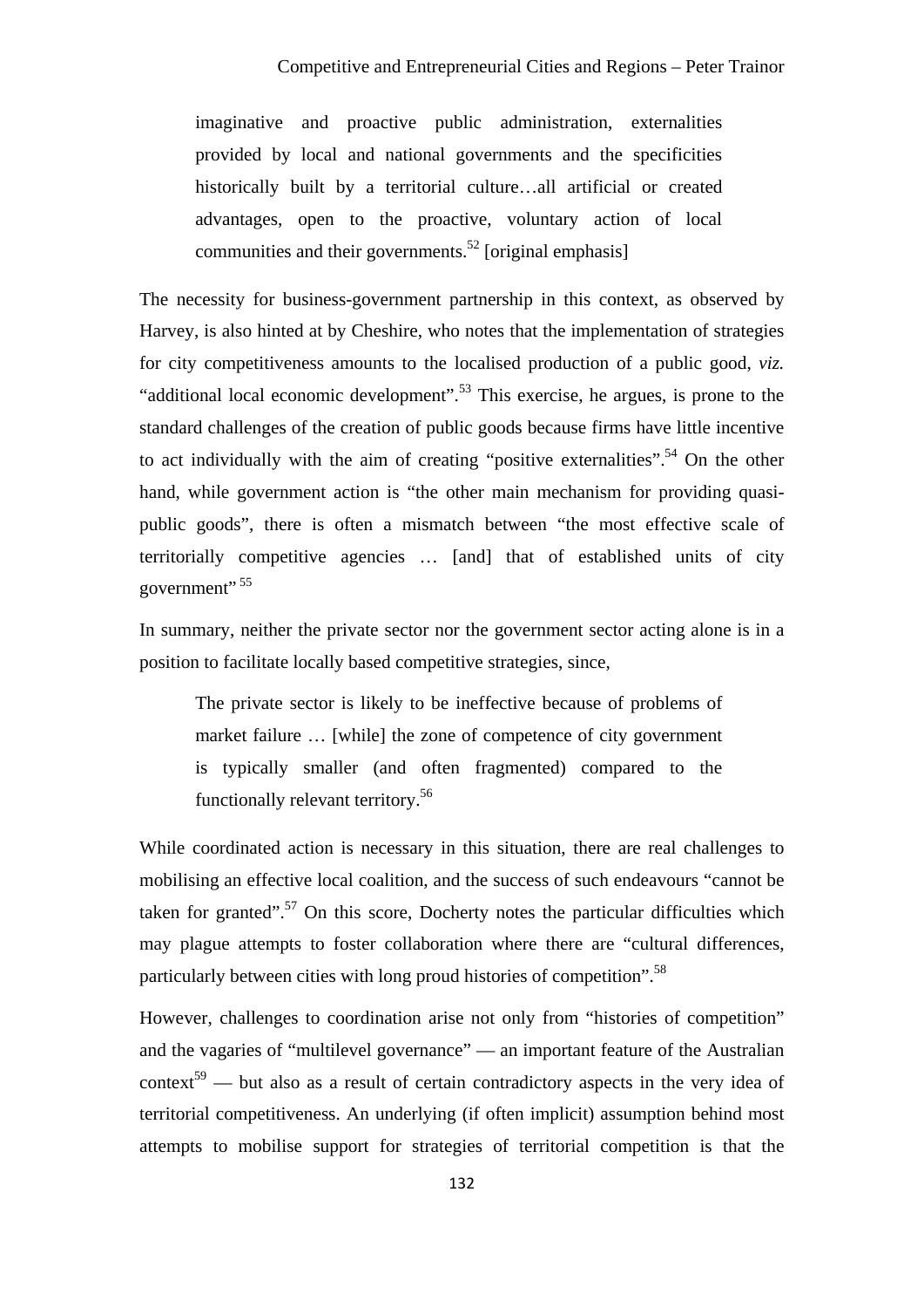> imaginative and proactive public administration, externalities provided by local and national governments and the specificities historically built by a territorial culture…all artificial or created advantages, open to the proactive, voluntary action of local communities and their governments.[52] [original emphasis]

The necessity for business-government partnership in this context, as observed by Harvey, is also hinted at by Cheshire, who notes that the implementation of strategies for city competitiveness amounts to the localised production of a public good, *viz.* "additional local economic development".[53] This exercise, he argues, is prone to the standard challenges of the creation of public goods because firms have little incentive to act individually with the aim of creating "positive externalities".[54] On the other hand, while government action is "the other main mechanism for providing quasi-public goods", there is often a mismatch between "the most effective scale of territorially competitive agencies … [and] that of established units of city government" [55]

In summary, neither the private sector nor the government sector acting alone is in a position to facilitate locally based competitive strategies, since,

> The private sector is likely to be ineffective because of problems of market failure … [while] the zone of competence of city government is typically smaller (and often fragmented) compared to the functionally relevant territory.[56]

While coordinated action is necessary in this situation, there are real challenges to mobilising an effective local coalition, and the success of such endeavours "cannot be taken for granted".[57] On this score, Docherty notes the particular difficulties which may plague attempts to foster collaboration where there are "cultural differences, particularly between cities with long proud histories of competition".[58]

However, challenges to coordination arise not only from "histories of competition" and the vagaries of "multilevel governance" — an important feature of the Australian context[59] — but also as a result of certain contradictory aspects in the very idea of territorial competitiveness. An underlying (if often implicit) assumption behind most attempts to mobilise support for strategies of territorial competition is that the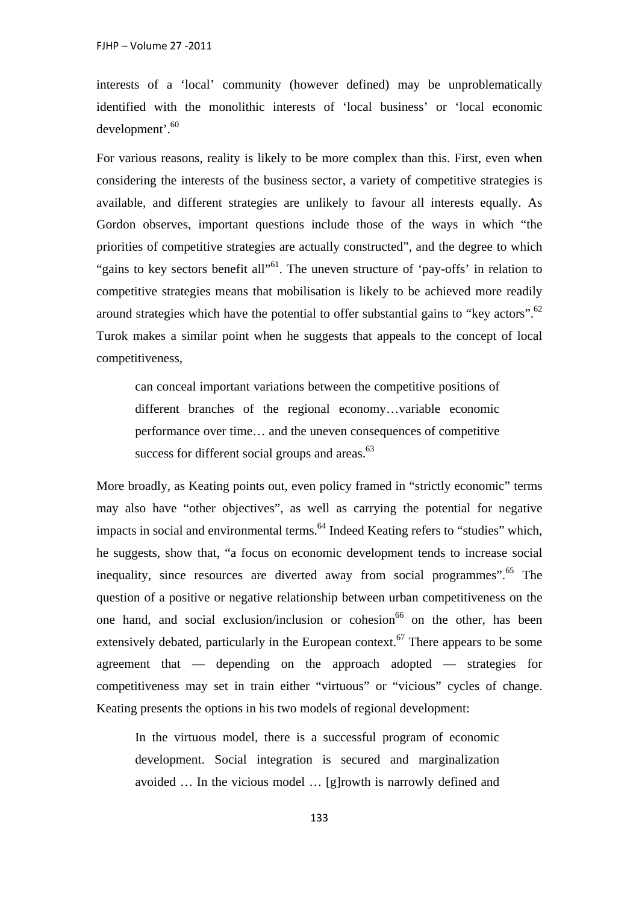interests of a 'local' community (however defined) may be unproblematically identified with the monolithic interests of 'local business' or 'local economic development'.[60]

For various reasons, reality is likely to be more complex than this. First, even when considering the interests of the business sector, a variety of competitive strategies is available, and different strategies are unlikely to favour all interests equally. As Gordon observes, important questions include those of the ways in which "the priorities of competitive strategies are actually constructed", and the degree to which "gains to key sectors benefit all"[61]. The uneven structure of 'pay-offs' in relation to competitive strategies means that mobilisation is likely to be achieved more readily around strategies which have the potential to offer substantial gains to "key actors".[62] Turok makes a similar point when he suggests that appeals to the concept of local competitiveness,

> can conceal important variations between the competitive positions of different branches of the regional economy…variable economic performance over time… and the uneven consequences of competitive success for different social groups and areas.[63]

More broadly, as Keating points out, even policy framed in "strictly economic" terms may also have "other objectives", as well as carrying the potential for negative impacts in social and environmental terms.[64] Indeed Keating refers to "studies" which, he suggests, show that, "a focus on economic development tends to increase social inequality, since resources are diverted away from social programmes".[65] The question of a positive or negative relationship between urban competitiveness on the one hand, and social exclusion/inclusion or cohesion[66] on the other, has been extensively debated, particularly in the European context.[67] There appears to be some agreement that — depending on the approach adopted — strategies for competitiveness may set in train either "virtuous" or "vicious" cycles of change. Keating presents the options in his two models of regional development:

> In the virtuous model, there is a successful program of economic development. Social integration is secured and marginalization avoided … In the vicious model … [g]rowth is narrowly defined and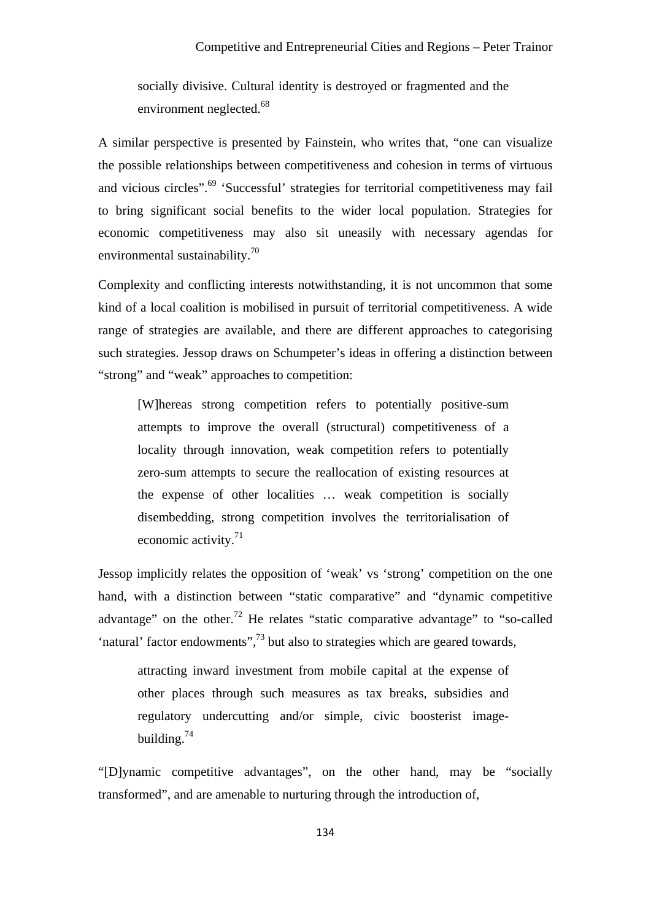> socially divisive. Cultural identity is destroyed or fragmented and the environment neglected.[68]

A similar perspective is presented by Fainstein, who writes that, "one can visualize the possible relationships between competitiveness and cohesion in terms of virtuous and vicious circles".[69] 'Successful' strategies for territorial competitiveness may fail to bring significant social benefits to the wider local population. Strategies for economic competitiveness may also sit uneasily with necessary agendas for environmental sustainability.[70]

Complexity and conflicting interests notwithstanding, it is not uncommon that some kind of a local coalition is mobilised in pursuit of territorial competitiveness. A wide range of strategies are available, and there are different approaches to categorising such strategies. Jessop draws on Schumpeter's ideas in offering a distinction between "strong" and "weak" approaches to competition:

> [W]hereas strong competition refers to potentially positive-sum attempts to improve the overall (structural) competitiveness of a locality through innovation, weak competition refers to potentially zero-sum attempts to secure the reallocation of existing resources at the expense of other localities … weak competition is socially disembedding, strong competition involves the territorialisation of economic activity.[71]

Jessop implicitly relates the opposition of 'weak' vs 'strong' competition on the one hand, with a distinction between "static comparative" and "dynamic competitive advantage" on the other.[72] He relates "static comparative advantage" to "so-called 'natural' factor endowments",[73] but also to strategies which are geared towards,

> attracting inward investment from mobile capital at the expense of other places through such measures as tax breaks, subsidies and regulatory undercutting and/or simple, civic boosterist image-building.[74]

"[D]ynamic competitive advantages", on the other hand, may be "socially transformed", and are amenable to nurturing through the introduction of,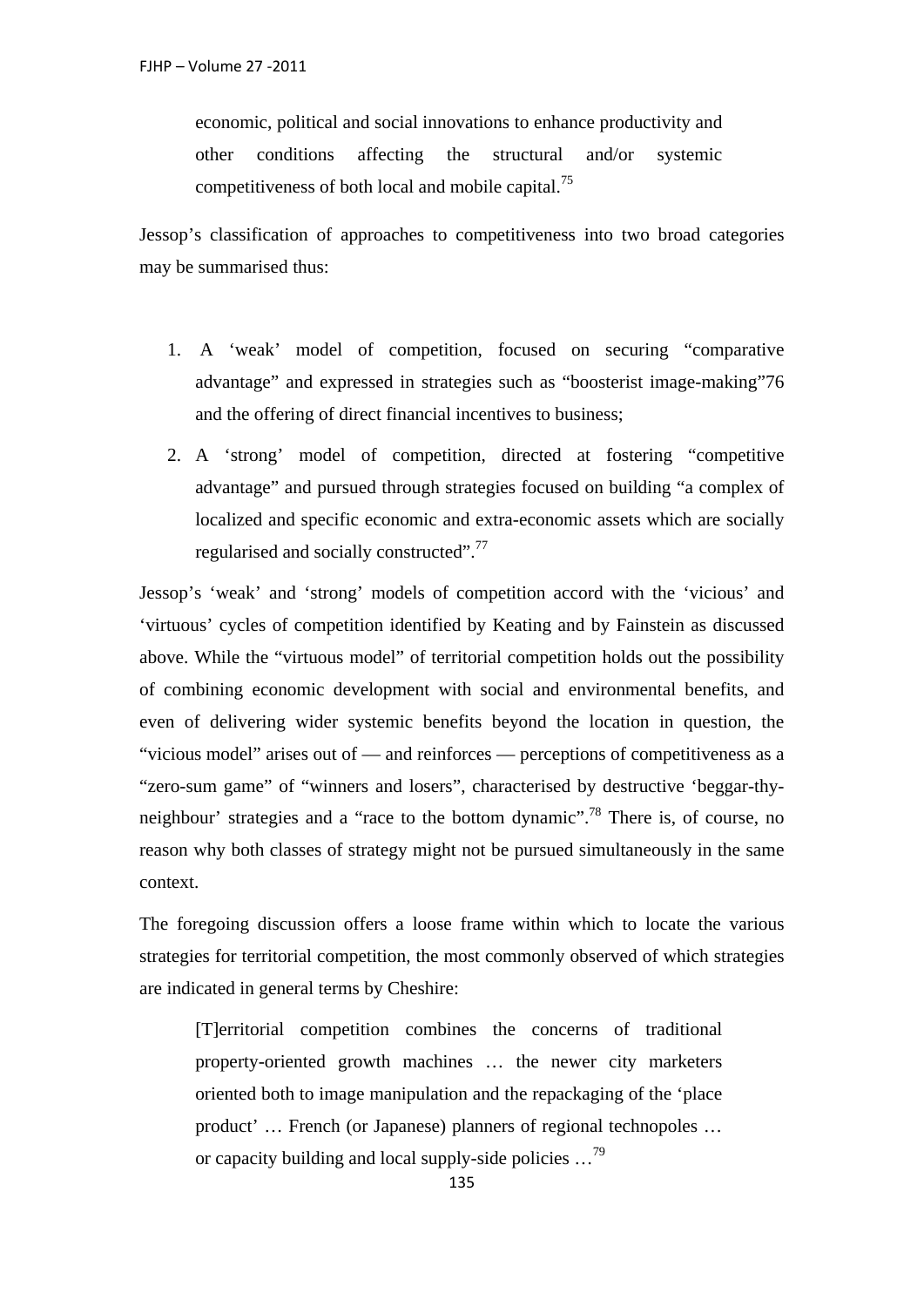> economic, political and social innovations to enhance productivity and other conditions affecting the structural and/or systemic competitiveness of both local and mobile capital.[75]

Jessop's classification of approaches to competitiveness into two broad categories may be summarised thus:

1. A 'weak' model of competition, focused on securing "comparative advantage" and expressed in strategies such as "boosterist image-making"76 and the offering of direct financial incentives to business;
2. A 'strong' model of competition, directed at fostering "competitive advantage" and pursued through strategies focused on building "a complex of localized and specific economic and extra-economic assets which are socially regularised and socially constructed".[77]

Jessop's 'weak' and 'strong' models of competition accord with the 'vicious' and 'virtuous' cycles of competition identified by Keating and by Fainstein as discussed above. While the "virtuous model" of territorial competition holds out the possibility of combining economic development with social and environmental benefits, and even of delivering wider systemic benefits beyond the location in question, the "vicious model" arises out of — and reinforces — perceptions of competitiveness as a "zero-sum game" of "winners and losers", characterised by destructive 'beggar-thy-neighbour' strategies and a "race to the bottom dynamic".[78] There is, of course, no reason why both classes of strategy might not be pursued simultaneously in the same context.

The foregoing discussion offers a loose frame within which to locate the various strategies for territorial competition, the most commonly observed of which strategies are indicated in general terms by Cheshire:

> [T]erritorial competition combines the concerns of traditional property-oriented growth machines … the newer city marketers oriented both to image manipulation and the repackaging of the 'place product' … French (or Japanese) planners of regional technopoles … or capacity building and local supply-side policies …[79]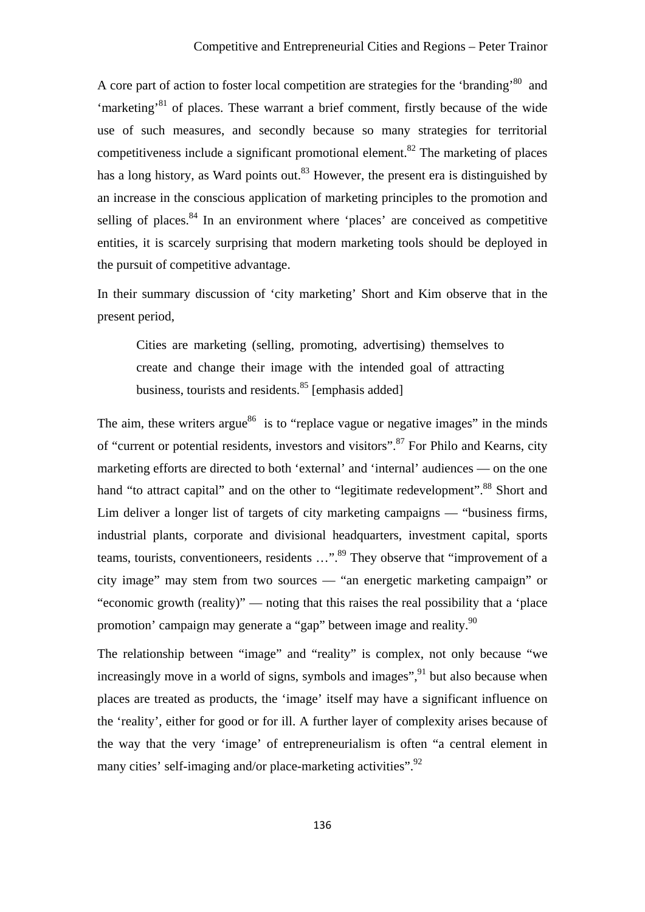A core part of action to foster local competition are strategies for the 'branding'[80] and 'marketing'[81] of places. These warrant a brief comment, firstly because of the wide use of such measures, and secondly because so many strategies for territorial competitiveness include a significant promotional element.[82] The marketing of places has a long history, as Ward points out.[83] However, the present era is distinguished by an increase in the conscious application of marketing principles to the promotion and selling of places.[84] In an environment where 'places' are conceived as competitive entities, it is scarcely surprising that modern marketing tools should be deployed in the pursuit of competitive advantage.

In their summary discussion of 'city marketing' Short and Kim observe that in the present period,

> Cities are marketing (selling, promoting, advertising) themselves to create and change their image with the intended goal of attracting business, tourists and residents.[85] [emphasis added]

The aim, these writers argue[86] is to "replace vague or negative images" in the minds of "current or potential residents, investors and visitors".[87] For Philo and Kearns, city marketing efforts are directed to both 'external' and 'internal' audiences — on the one hand "to attract capital" and on the other to "legitimate redevelopment".[88] Short and Lim deliver a longer list of targets of city marketing campaigns — "business firms, industrial plants, corporate and divisional headquarters, investment capital, sports teams, tourists, conventioneers, residents …".[89] They observe that "improvement of a city image" may stem from two sources — "an energetic marketing campaign" or "economic growth (reality)" — noting that this raises the real possibility that a 'place promotion' campaign may generate a "gap" between image and reality.[90]

The relationship between "image" and "reality" is complex, not only because "we increasingly move in a world of signs, symbols and images",[91] but also because when places are treated as products, the 'image' itself may have a significant influence on the 'reality', either for good or for ill. A further layer of complexity arises because of the way that the very 'image' of entrepreneurialism is often "a central element in many cities' self-imaging and/or place-marketing activities".[92]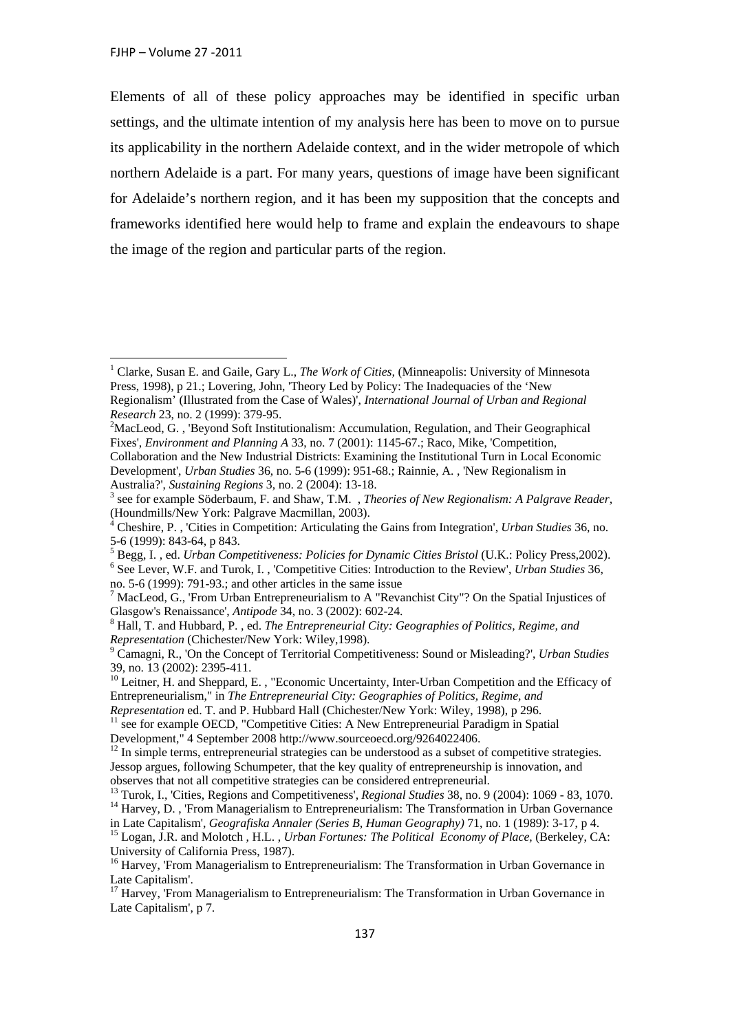Elements of all of these policy approaches may be identified in specific urban settings, and the ultimate intention of my analysis here has been to move on to pursue its applicability in the northern Adelaide context, and in the wider metropole of which northern Adelaide is a part. For many years, questions of image have been significant for Adelaide's northern region, and it has been my supposition that the concepts and frameworks identified here would help to frame and explain the endeavours to shape the image of the region and particular parts of the region.

---

[1] Clarke, Susan E. and Gaile, Gary L., *The Work of Cities*, (Minneapolis: University of Minnesota Press, 1998), p 21.; Lovering, John, 'Theory Led by Policy: The Inadequacies of the 'New Regionalism' (Illustrated from the Case of Wales)', *International Journal of Urban and Regional Research* 23, no. 2 (1999): 379-95.

[2] MacLeod, G. , 'Beyond Soft Institutionalism: Accumulation, Regulation, and Their Geographical Fixes', *Environment and Planning A* 33, no. 7 (2001): 1145-67.; Raco, Mike, 'Competition, Collaboration and the New Industrial Districts: Examining the Institutional Turn in Local Economic Development', *Urban Studies* 36, no. 5-6 (1999): 951-68.; Rainnie, A. , 'New Regionalism in Australia?', *Sustaining Regions* 3, no. 2 (2004): 13-18.

[3] see for example Söderbaum, F. and Shaw, T.M. , *Theories of New Regionalism: A Palgrave Reader*, (Houndmills/New York: Palgrave Macmillan, 2003).

[4] Cheshire, P. , 'Cities in Competition: Articulating the Gains from Integration', *Urban Studies* 36, no. 5-6 (1999): 843-64, p 843.

[5] Begg, I. , ed. *Urban Competitiveness: Policies for Dynamic Cities Bristol* (U.K.: Policy Press,2002).

[6] See Lever, W.F. and Turok, I. , 'Competitive Cities: Introduction to the Review', *Urban Studies* 36, no. 5-6 (1999): 791-93.; and other articles in the same issue

[7] MacLeod, G., 'From Urban Entrepreneurialism to A "Revanchist City"? On the Spatial Injustices of Glasgow's Renaissance', *Antipode* 34, no. 3 (2002): 602-24.

[8] Hall, T. and Hubbard, P. , ed. *The Entrepreneurial City: Geographies of Politics, Regime, and Representation* (Chichester/New York: Wiley,1998).

[9] Camagni, R., 'On the Concept of Territorial Competitiveness: Sound or Misleading?', *Urban Studies* 39, no. 13 (2002): 2395-411.

[10] Leitner, H. and Sheppard, E. , "Economic Uncertainty, Inter-Urban Competition and the Efficacy of Entrepreneurialism," in *The Entrepreneurial City: Geographies of Politics, Regime, and Representation* ed. T. and P. Hubbard Hall (Chichester/New York: Wiley, 1998), p 296.

[11] see for example OECD, "Competitive Cities: A New Entrepreneurial Paradigm in Spatial Development," 4 September 2008 http://www.sourceoecd.org/9264022406.

[12] In simple terms, entrepreneurial strategies can be understood as a subset of competitive strategies. Jessop argues, following Schumpeter, that the key quality of entrepreneurship is innovation, and observes that not all competitive strategies can be considered entrepreneurial.

[13] Turok, I., 'Cities, Regions and Competitiveness', *Regional Studies* 38, no. 9 (2004): 1069 - 83, 1070.

[14] Harvey, D. , 'From Managerialism to Entrepreneurialism: The Transformation in Urban Governance in Late Capitalism', *Geografiska Annaler (Series B, Human Geography)* 71, no. 1 (1989): 3-17, p 4.

[15] Logan, J.R. and Molotch , H.L. , *Urban Fortunes: The Political Economy of Place*, (Berkeley, CA: University of California Press, 1987).

[16] Harvey, 'From Managerialism to Entrepreneurialism: The Transformation in Urban Governance in Late Capitalism'.

[17] Harvey, 'From Managerialism to Entrepreneurialism: The Transformation in Urban Governance in Late Capitalism', p 7.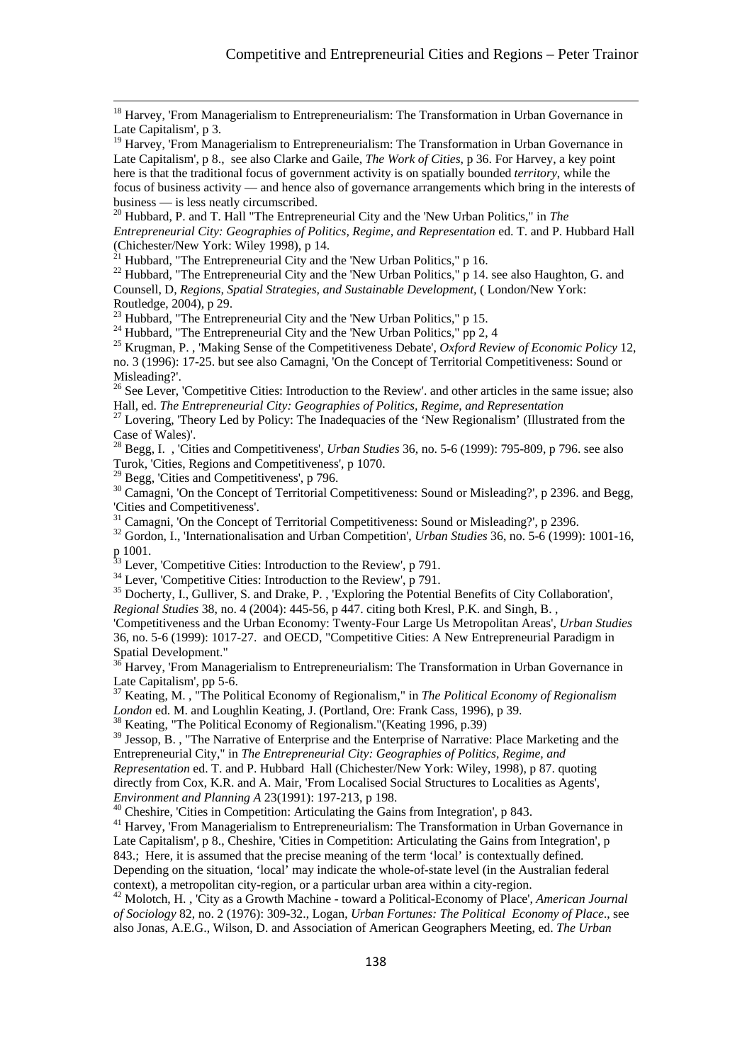[18] Harvey, 'From Managerialism to Entrepreneurialism: The Transformation in Urban Governance in Late Capitalism', p 3.

[19] Harvey, 'From Managerialism to Entrepreneurialism: The Transformation in Urban Governance in Late Capitalism', p 8., see also Clarke and Gaile, *The Work of Cities*, p 36. For Harvey, a key point here is that the traditional focus of government activity is on spatially bounded *territory*, while the focus of business activity — and hence also of governance arrangements which bring in the interests of business — is less neatly circumscribed.

[20] Hubbard, P. and T. Hall "The Entrepreneurial City and the 'New Urban Politics," in *The Entrepreneurial City: Geographies of Politics, Regime, and Representation* ed. T. and P. Hubbard Hall (Chichester/New York: Wiley 1998), p 14.

[21] Hubbard, "The Entrepreneurial City and the 'New Urban Politics," p 16.

[22] Hubbard, "The Entrepreneurial City and the 'New Urban Politics," p 14. see also Haughton, G. and Counsell, D, *Regions, Spatial Strategies, and Sustainable Development*, ( London/New York: Routledge, 2004), p 29.

[23] Hubbard, "The Entrepreneurial City and the 'New Urban Politics," p 15.

[24] Hubbard, "The Entrepreneurial City and the 'New Urban Politics," pp 2, 4

[25] Krugman, P. , 'Making Sense of the Competitiveness Debate', *Oxford Review of Economic Policy* 12, no. 3 (1996): 17-25. but see also Camagni, 'On the Concept of Territorial Competitiveness: Sound or Misleading?'.

[26] See Lever, 'Competitive Cities: Introduction to the Review'. and other articles in the same issue; also Hall, ed. *The Entrepreneurial City: Geographies of Politics, Regime, and Representation*

[27] Lovering, 'Theory Led by Policy: The Inadequacies of the 'New Regionalism' (Illustrated from the Case of Wales)'.

[28] Begg, I. , 'Cities and Competitiveness', *Urban Studies* 36, no. 5-6 (1999): 795-809, p 796. see also Turok, 'Cities, Regions and Competitiveness', p 1070.

[29] Begg, 'Cities and Competitiveness', p 796.

[30] Camagni, 'On the Concept of Territorial Competitiveness: Sound or Misleading?', p 2396. and Begg, 'Cities and Competitiveness'.

[31] Camagni, 'On the Concept of Territorial Competitiveness: Sound or Misleading?', p 2396.

[32] Gordon, I., 'Internationalisation and Urban Competition', *Urban Studies* 36, no. 5-6 (1999): 1001-16, p 1001.

[33] Lever, 'Competitive Cities: Introduction to the Review', p 791.

[34] Lever, 'Competitive Cities: Introduction to the Review', p 791.

[35] Docherty, I., Gulliver, S. and Drake, P. , 'Exploring the Potential Benefits of City Collaboration', *Regional Studies* 38, no. 4 (2004): 445-56, p 447. citing both Kresl, P.K. and Singh, B. , 'Competitiveness and the Urban Economy: Twenty-Four Large Us Metropolitan Areas', *Urban Studies* 36, no. 5-6 (1999): 1017-27. and OECD, "Competitive Cities: A New Entrepreneurial Paradigm in Spatial Development."

[36] Harvey, 'From Managerialism to Entrepreneurialism: The Transformation in Urban Governance in Late Capitalism', pp 5-6.

[37] Keating, M. , "The Political Economy of Regionalism," in *The Political Economy of Regionalism London* ed. M. and Loughlin Keating, J. (Portland, Ore: Frank Cass, 1996), p 39.

[38] Keating, "The Political Economy of Regionalism."(Keating 1996, p.39)

[39] Jessop, B. , "The Narrative of Enterprise and the Enterprise of Narrative: Place Marketing and the Entrepreneurial City," in *The Entrepreneurial City: Geographies of Politics, Regime, and Representation* ed. T. and P. Hubbard Hall (Chichester/New York: Wiley, 1998), p 87. quoting directly from Cox, K.R. and A. Mair, 'From Localised Social Structures to Localities as Agents', *Environment and Planning A* 23(1991): 197-213, p 198.

[40] Cheshire, 'Cities in Competition: Articulating the Gains from Integration', p 843.

[41] Harvey, 'From Managerialism to Entrepreneurialism: The Transformation in Urban Governance in Late Capitalism', p 8., Cheshire, 'Cities in Competition: Articulating the Gains from Integration', p 843.; Here, it is assumed that the precise meaning of the term 'local' is contextually defined. Depending on the situation, 'local' may indicate the whole-of-state level (in the Australian federal context), a metropolitan city-region, or a particular urban area within a city-region.

[42] Molotch, H. , 'City as a Growth Machine - toward a Political-Economy of Place', *American Journal of Sociology* 82, no. 2 (1976): 309-32., Logan, *Urban Fortunes: The Political Economy of Place*., see also Jonas, A.E.G., Wilson, D. and Association of American Geographers Meeting, ed. *The Urban*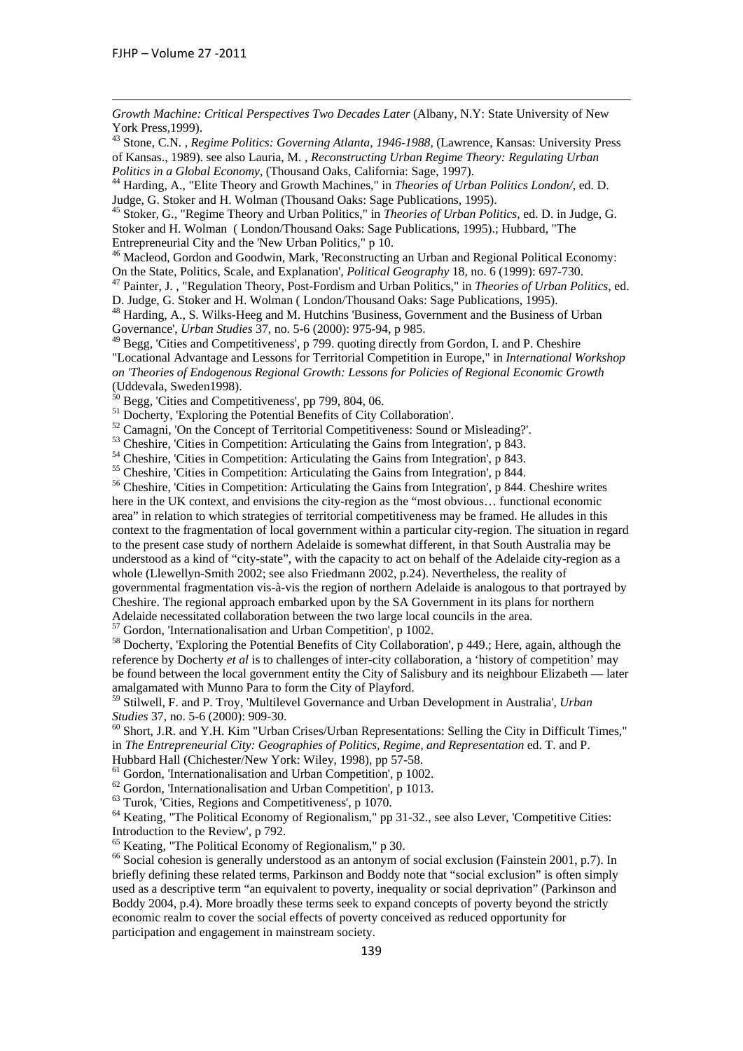*Growth Machine: Critical Perspectives Two Decades Later* (Albany, N.Y: State University of New York Press,1999).

[43] Stone, C.N. , *Regime Politics: Governing Atlanta, 1946-1988*, (Lawrence, Kansas: University Press of Kansas., 1989). see also Lauria, M. , *Reconstructing Urban Regime Theory: Regulating Urban Politics in a Global Economy*, (Thousand Oaks, California: Sage, 1997).

[44] Harding, A., "Elite Theory and Growth Machines," in *Theories of Urban Politics London/*, ed. D. Judge, G. Stoker and H. Wolman (Thousand Oaks: Sage Publications, 1995).

[45] Stoker, G., "Regime Theory and Urban Politics," in *Theories of Urban Politics*, ed. D. in Judge, G. Stoker and H. Wolman ( London/Thousand Oaks: Sage Publications, 1995).; Hubbard, "The Entrepreneurial City and the 'New Urban Politics," p 10.

[46] Macleod, Gordon and Goodwin, Mark, 'Reconstructing an Urban and Regional Political Economy: On the State, Politics, Scale, and Explanation', *Political Geography* 18, no. 6 (1999): 697-730.

[47] Painter, J. , "Regulation Theory, Post-Fordism and Urban Politics," in *Theories of Urban Politics*, ed. D. Judge, G. Stoker and H. Wolman ( London/Thousand Oaks: Sage Publications, 1995).

[48] Harding, A., S. Wilks-Heeg and M. Hutchins 'Business, Government and the Business of Urban Governance', *Urban Studies* 37, no. 5-6 (2000): 975-94, p 985.

[49] Begg, 'Cities and Competitiveness', p 799. quoting directly from Gordon, I. and P. Cheshire "Locational Advantage and Lessons for Territorial Competition in Europe," in *International Workshop on 'Theories of Endogenous Regional Growth: Lessons for Policies of Regional Economic Growth* (Uddevala, Sweden1998).

[50] Begg, 'Cities and Competitiveness', pp 799, 804, 06.

[51] Docherty, 'Exploring the Potential Benefits of City Collaboration'.

[52] Camagni, 'On the Concept of Territorial Competitiveness: Sound or Misleading?'.

[53] Cheshire, 'Cities in Competition: Articulating the Gains from Integration', p 843.

[54] Cheshire, 'Cities in Competition: Articulating the Gains from Integration', p 843.

[55] Cheshire, 'Cities in Competition: Articulating the Gains from Integration', p 844.

[56] Cheshire, 'Cities in Competition: Articulating the Gains from Integration', p 844. Cheshire writes here in the UK context, and envisions the city-region as the "most obvious… functional economic area" in relation to which strategies of territorial competitiveness may be framed. He alludes in this context to the fragmentation of local government within a particular city-region. The situation in regard to the present case study of northern Adelaide is somewhat different, in that South Australia may be understood as a kind of "city-state", with the capacity to act on behalf of the Adelaide city-region as a whole (Llewellyn-Smith 2002; see also Friedmann 2002, p.24). Nevertheless, the reality of governmental fragmentation vis-à-vis the region of northern Adelaide is analogous to that portrayed by Cheshire. The regional approach embarked upon by the SA Government in its plans for northern Adelaide necessitated collaboration between the two large local councils in the area.

[57] Gordon, 'Internationalisation and Urban Competition', p 1002.

[58] Docherty, 'Exploring the Potential Benefits of City Collaboration', p 449.; Here, again, although the reference by Docherty *et al* is to challenges of inter-city collaboration, a 'history of competition' may be found between the local government entity the City of Salisbury and its neighbour Elizabeth — later amalgamated with Munno Para to form the City of Playford.

[59] Stilwell, F. and P. Troy, 'Multilevel Governance and Urban Development in Australia', *Urban Studies* 37, no. 5-6 (2000): 909-30.

[60] Short, J.R. and Y.H. Kim "Urban Crises/Urban Representations: Selling the City in Difficult Times," in *The Entrepreneurial City: Geographies of Politics, Regime, and Representation* ed. T. and P. Hubbard Hall (Chichester/New York: Wiley, 1998), pp 57-58.

[61] Gordon, 'Internationalisation and Urban Competition', p 1002.

[62] Gordon, 'Internationalisation and Urban Competition', p 1013.

[63] Turok, 'Cities, Regions and Competitiveness', p 1070.

[64] Keating, "The Political Economy of Regionalism," pp 31-32., see also Lever, 'Competitive Cities: Introduction to the Review', p 792.

[65] Keating, "The Political Economy of Regionalism," p 30.

[66] Social cohesion is generally understood as an antonym of social exclusion (Fainstein 2001, p.7). In briefly defining these related terms, Parkinson and Boddy note that "social exclusion" is often simply used as a descriptive term "an equivalent to poverty, inequality or social deprivation" (Parkinson and Boddy 2004, p.4). More broadly these terms seek to expand concepts of poverty beyond the strictly economic realm to cover the social effects of poverty conceived as reduced opportunity for participation and engagement in mainstream society.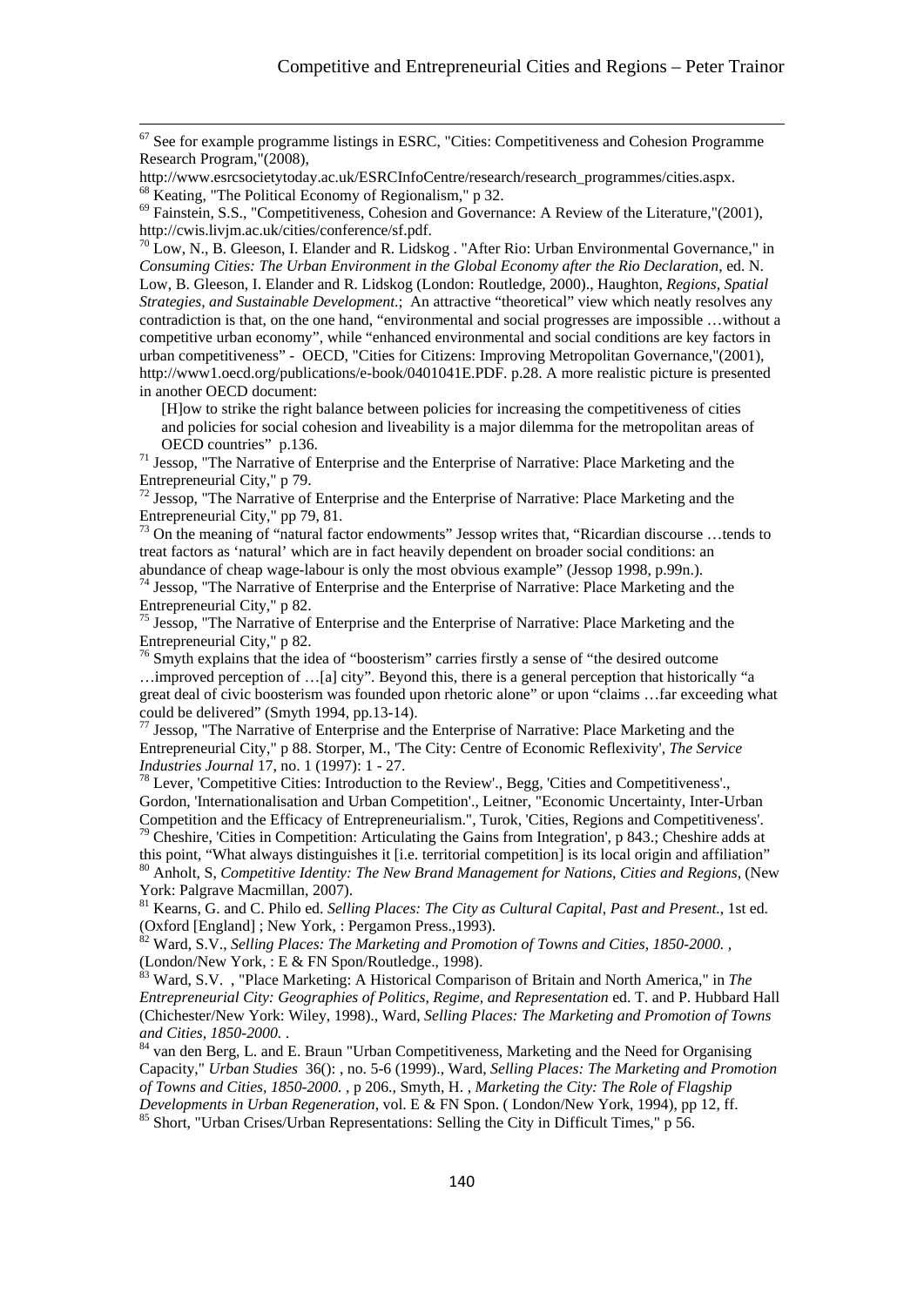[67] See for example programme listings in ESRC, "Cities: Competitiveness and Cohesion Programme Research Program,"(2008), http://www.esrcsocietytoday.ac.uk/ESRCInfoCentre/research/research_programmes/cities.aspx.

[68] Keating, "The Political Economy of Regionalism," p 32.

[69] Fainstein, S.S., "Competitiveness, Cohesion and Governance: A Review of the Literature,"(2001), http://cwis.livjm.ac.uk/cities/conference/sf.pdf.

[70] Low, N., B. Gleeson, I. Elander and R. Lidskog . "After Rio: Urban Environmental Governance," in *Consuming Cities: The Urban Environment in the Global Economy after the Rio Declaration*, ed. N. Low, B. Gleeson, I. Elander and R. Lidskog (London: Routledge, 2000)., Haughton, *Regions, Spatial Strategies, and Sustainable Development*.; An attractive "theoretical" view which neatly resolves any contradiction is that, on the one hand, "environmental and social progresses are impossible …without a competitive urban economy", while "enhanced environmental and social conditions are key factors in urban competitiveness" - OECD, "Cities for Citizens: Improving Metropolitan Governance,"(2001), http://www1.oecd.org/publications/e-book/0401041E.PDF. p.28. A more realistic picture is presented in another OECD document:

> [H]ow to strike the right balance between policies for increasing the competitiveness of cities and policies for social cohesion and liveability is a major dilemma for the metropolitan areas of OECD countries" p.136.

[71] Jessop, "The Narrative of Enterprise and the Enterprise of Narrative: Place Marketing and the Entrepreneurial City," p 79.

[72] Jessop, "The Narrative of Enterprise and the Enterprise of Narrative: Place Marketing and the Entrepreneurial City," pp 79, 81.

[73] On the meaning of "natural factor endowments" Jessop writes that, "Ricardian discourse …tends to treat factors as 'natural' which are in fact heavily dependent on broader social conditions: an abundance of cheap wage-labour is only the most obvious example" (Jessop 1998, p.99n.).

[74] Jessop, "The Narrative of Enterprise and the Enterprise of Narrative: Place Marketing and the Entrepreneurial City," p 82.

[75] Jessop, "The Narrative of Enterprise and the Enterprise of Narrative: Place Marketing and the Entrepreneurial City," p 82.

[76] Smyth explains that the idea of "boosterism" carries firstly a sense of "the desired outcome …improved perception of …[a] city". Beyond this, there is a general perception that historically "a great deal of civic boosterism was founded upon rhetoric alone" or upon "claims …far exceeding what could be delivered" (Smyth 1994, pp.13-14).

[77] Jessop, "The Narrative of Enterprise and the Enterprise of Narrative: Place Marketing and the Entrepreneurial City," p 88. Storper, M., 'The City: Centre of Economic Reflexivity', *The Service Industries Journal* 17, no. 1 (1997): 1 - 27.

[78] Lever, 'Competitive Cities: Introduction to the Review'., Begg, 'Cities and Competitiveness'., Gordon, 'Internationalisation and Urban Competition'., Leitner, "Economic Uncertainty, Inter-Urban Competition and the Efficacy of Entrepreneurialism.", Turok, 'Cities, Regions and Competitiveness'.

[79] Cheshire, 'Cities in Competition: Articulating the Gains from Integration', p 843.; Cheshire adds at this point, "What always distinguishes it [i.e. territorial competition] is its local origin and affiliation"

[80] Anholt, S, *Competitive Identity: The New Brand Management for Nations, Cities and Regions*, (New York: Palgrave Macmillan, 2007).

[81] Kearns, G. and C. Philo ed. *Selling Places: The City as Cultural Capital, Past and Present.*, 1st ed. (Oxford [England] ; New York, : Pergamon Press.,1993).

[82] Ward, S.V., *Selling Places: The Marketing and Promotion of Towns and Cities, 1850-2000.* , (London/New York, : E & FN Spon/Routledge., 1998).

[83] Ward, S.V. , "Place Marketing: A Historical Comparison of Britain and North America," in *The Entrepreneurial City: Geographies of Politics, Regime, and Representation* ed. T. and P. Hubbard Hall (Chichester/New York: Wiley, 1998)., Ward, *Selling Places: The Marketing and Promotion of Towns and Cities, 1850-2000.* .

[84] van den Berg, L. and E. Braun "Urban Competitiveness, Marketing and the Need for Organising Capacity," *Urban Studies* 36(): , no. 5-6 (1999)., Ward, *Selling Places: The Marketing and Promotion of Towns and Cities, 1850-2000.* , p 206., Smyth, H. , *Marketing the City: The Role of Flagship Developments in Urban Regeneration*, vol. E & FN Spon. ( London/New York, 1994), pp 12, ff.

[85] Short, "Urban Crises/Urban Representations: Selling the City in Difficult Times," p 56.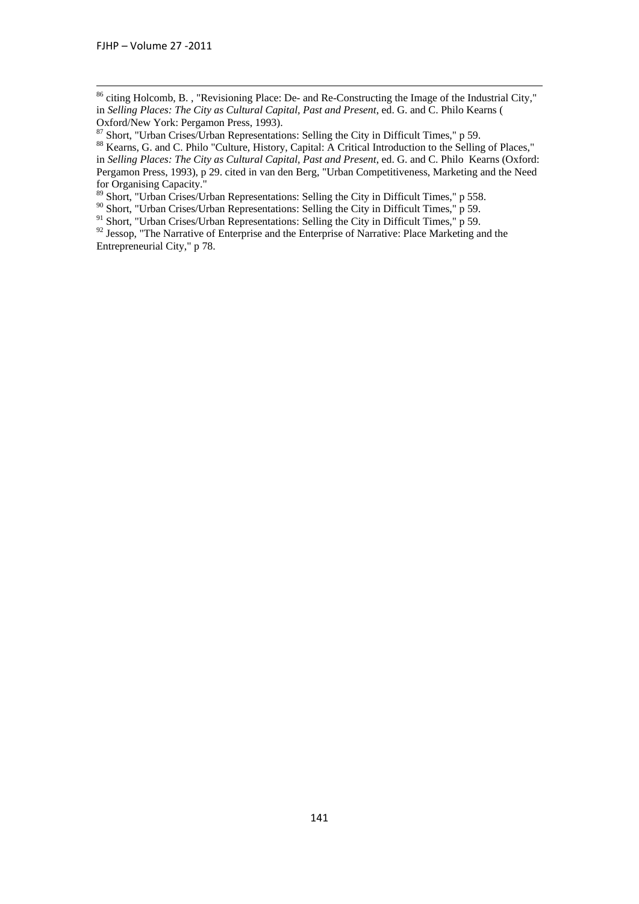[86] citing Holcomb, B. , "Revisioning Place: De- and Re-Constructing the Image of the Industrial City," in *Selling Places: The City as Cultural Capital, Past and Present*, ed. G. and C. Philo Kearns ( Oxford/New York: Pergamon Press, 1993).

[87] Short, "Urban Crises/Urban Representations: Selling the City in Difficult Times," p 59.

[88] Kearns, G. and C. Philo "Culture, History, Capital: A Critical Introduction to the Selling of Places," in *Selling Places: The City as Cultural Capital, Past and Present*, ed. G. and C. Philo Kearns (Oxford: Pergamon Press, 1993), p 29. cited in van den Berg, "Urban Competitiveness, Marketing and the Need for Organising Capacity."

[89] Short, "Urban Crises/Urban Representations: Selling the City in Difficult Times," p 558.

[90] Short, "Urban Crises/Urban Representations: Selling the City in Difficult Times," p 59.

[91] Short, "Urban Crises/Urban Representations: Selling the City in Difficult Times," p 59.

[92] Jessop, "The Narrative of Enterprise and the Enterprise of Narrative: Place Marketing and the Entrepreneurial City," p 78.